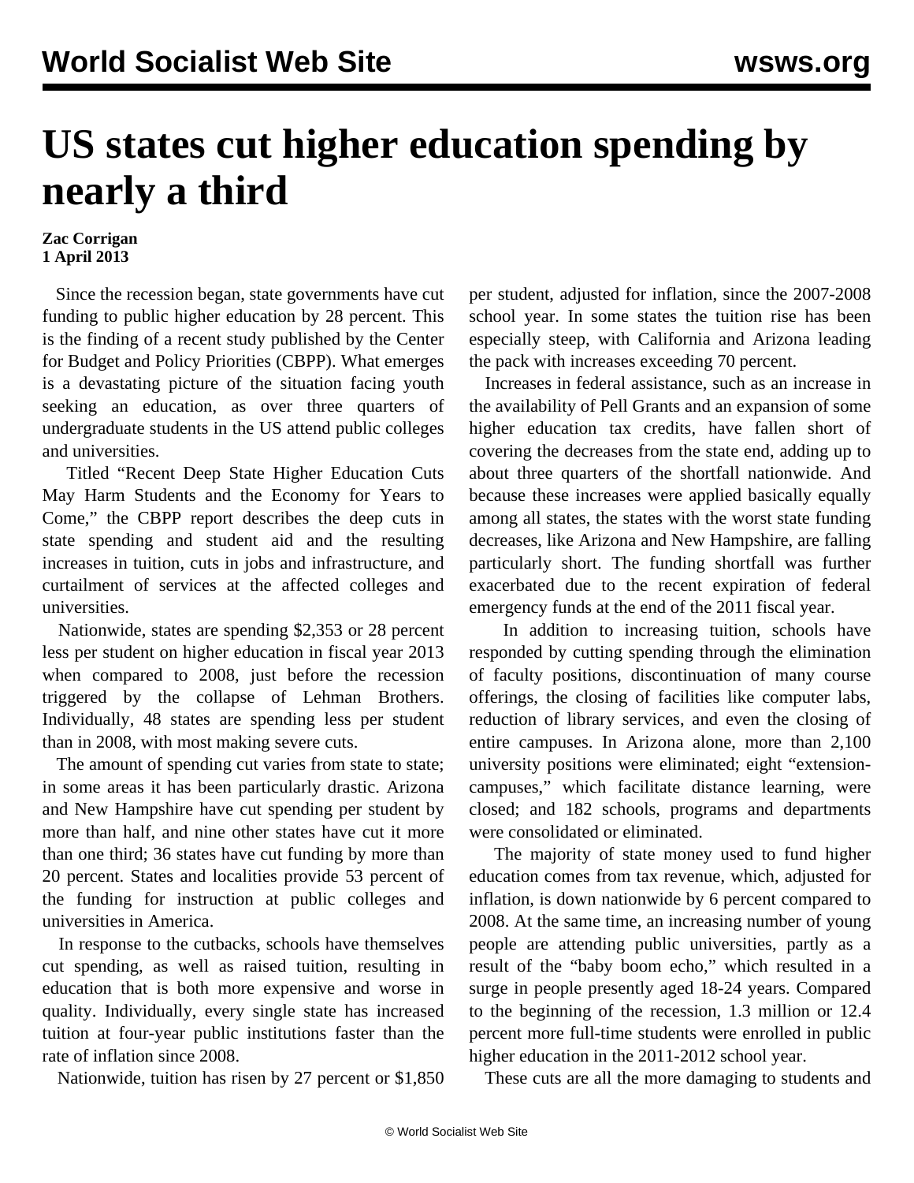# US states cut higher education spending by nearly a third

**Zac Corrigan**
**1 April 2013**

Since the recession began, state governments have cut funding to public higher education by 28 percent. This is the finding of a recent study published by the Center for Budget and Policy Priorities (CBPP). What emerges is a devastating picture of the situation facing youth seeking an education, as over three quarters of undergraduate students in the US attend public colleges and universities.

Titled "Recent Deep State Higher Education Cuts May Harm Students and the Economy for Years to Come," the CBPP report describes the deep cuts in state spending and student aid and the resulting increases in tuition, cuts in jobs and infrastructure, and curtailment of services at the affected colleges and universities.

Nationwide, states are spending $2,353 or 28 percent less per student on higher education in fiscal year 2013 when compared to 2008, just before the recession triggered by the collapse of Lehman Brothers. Individually, 48 states are spending less per student than in 2008, with most making severe cuts.

The amount of spending cut varies from state to state; in some areas it has been particularly drastic. Arizona and New Hampshire have cut spending per student by more than half, and nine other states have cut it more than one third; 36 states have cut funding by more than 20 percent. States and localities provide 53 percent of the funding for instruction at public colleges and universities in America.

In response to the cutbacks, schools have themselves cut spending, as well as raised tuition, resulting in education that is both more expensive and worse in quality. Individually, every single state has increased tuition at four-year public institutions faster than the rate of inflation since 2008.

Nationwide, tuition has risen by 27 percent or $1,850 per student, adjusted for inflation, since the 2007-2008 school year. In some states the tuition rise has been especially steep, with California and Arizona leading the pack with increases exceeding 70 percent.

Increases in federal assistance, such as an increase in the availability of Pell Grants and an expansion of some higher education tax credits, have fallen short of covering the decreases from the state end, adding up to about three quarters of the shortfall nationwide. And because these increases were applied basically equally among all states, the states with the worst state funding decreases, like Arizona and New Hampshire, are falling particularly short. The funding shortfall was further exacerbated due to the recent expiration of federal emergency funds at the end of the 2011 fiscal year.

In addition to increasing tuition, schools have responded by cutting spending through the elimination of faculty positions, discontinuation of many course offerings, the closing of facilities like computer labs, reduction of library services, and even the closing of entire campuses. In Arizona alone, more than 2,100 university positions were eliminated; eight "extension-campuses," which facilitate distance learning, were closed; and 182 schools, programs and departments were consolidated or eliminated.

The majority of state money used to fund higher education comes from tax revenue, which, adjusted for inflation, is down nationwide by 6 percent compared to 2008. At the same time, an increasing number of young people are attending public universities, partly as a result of the "baby boom echo," which resulted in a surge in people presently aged 18-24 years. Compared to the beginning of the recession, 1.3 million or 12.4 percent more full-time students were enrolled in public higher education in the 2011-2012 school year.

These cuts are all the more damaging to students and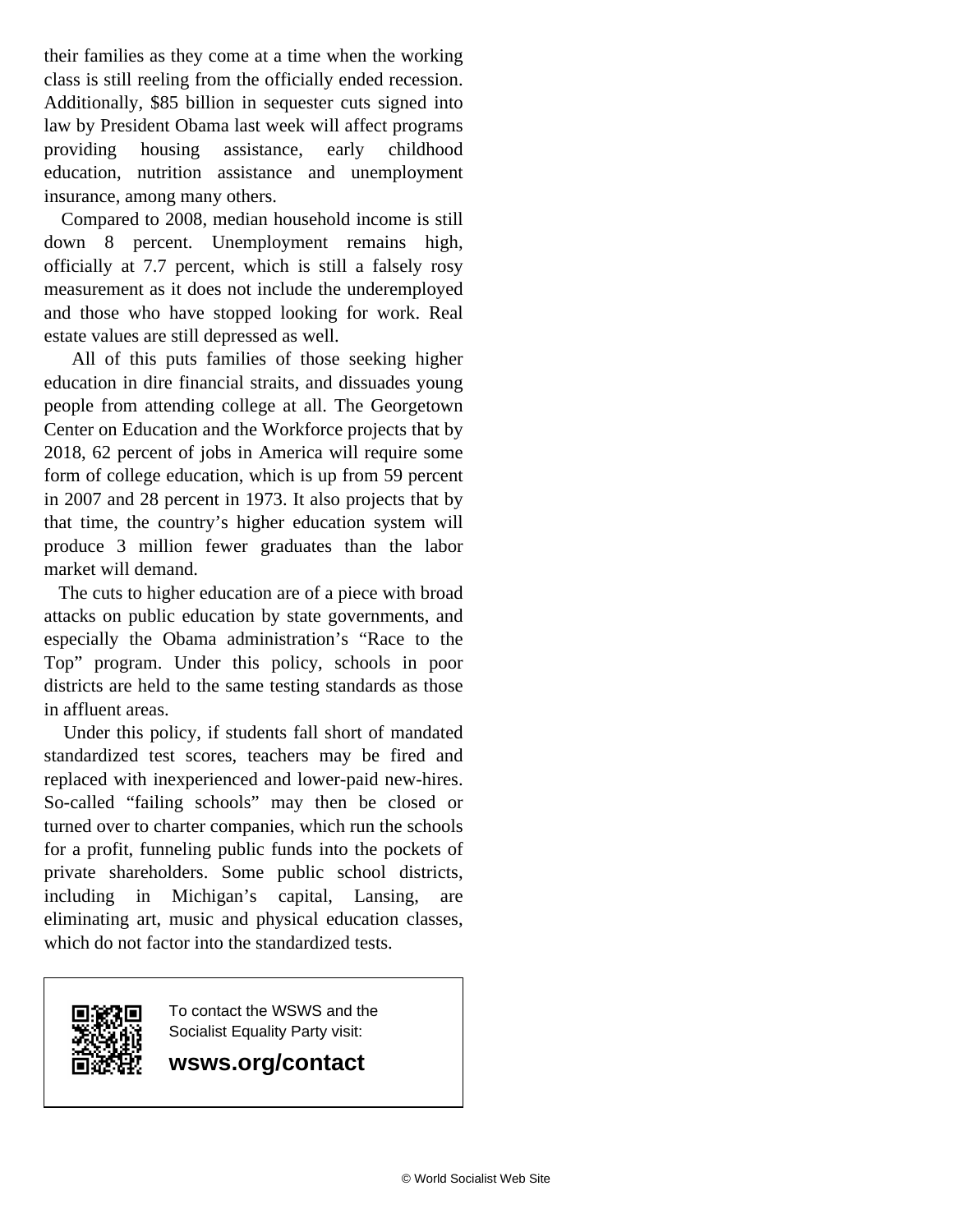their families as they come at a time when the working class is still reeling from the officially ended recession. Additionally, $85 billion in sequester cuts signed into law by President Obama last week will affect programs providing housing assistance, early childhood education, nutrition assistance and unemployment insurance, among many others.

Compared to 2008, median household income is still down 8 percent. Unemployment remains high, officially at 7.7 percent, which is still a falsely rosy measurement as it does not include the underemployed and those who have stopped looking for work. Real estate values are still depressed as well.

All of this puts families of those seeking higher education in dire financial straits, and dissuades young people from attending college at all. The Georgetown Center on Education and the Workforce projects that by 2018, 62 percent of jobs in America will require some form of college education, which is up from 59 percent in 2007 and 28 percent in 1973. It also projects that by that time, the country's higher education system will produce 3 million fewer graduates than the labor market will demand.

The cuts to higher education are of a piece with broad attacks on public education by state governments, and especially the Obama administration's "Race to the Top" program. Under this policy, schools in poor districts are held to the same testing standards as those in affluent areas.

Under this policy, if students fall short of mandated standardized test scores, teachers may be fired and replaced with inexperienced and lower-paid new-hires. So-called "failing schools" may then be closed or turned over to charter companies, which run the schools for a profit, funneling public funds into the pockets of private shareholders. Some public school districts, including in Michigan's capital, Lansing, are eliminating art, music and physical education classes, which do not factor into the standardized tests.

To contact the WSWS and the Socialist Equality Party visit:

**wsws.org/contact**